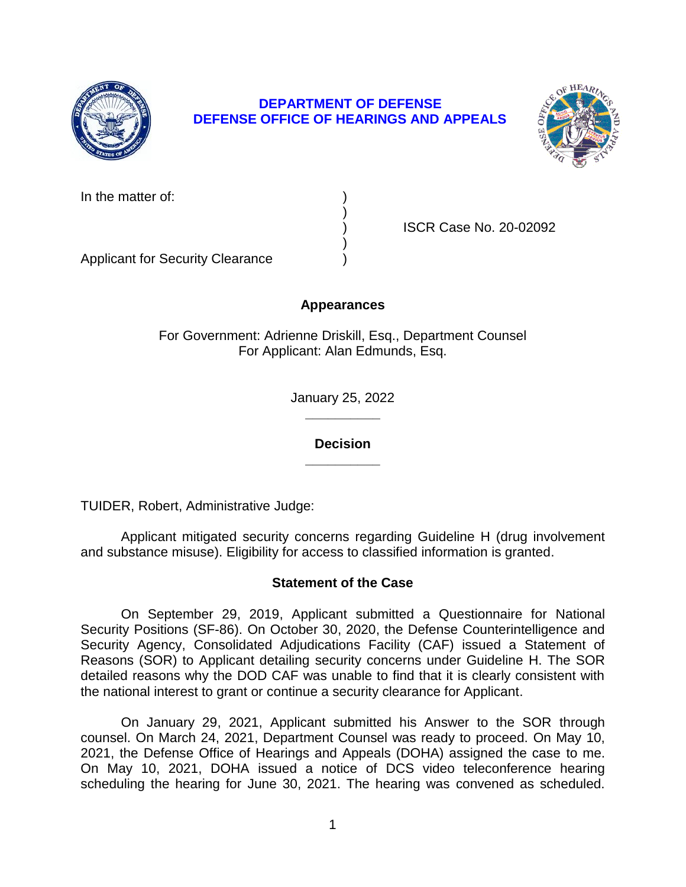**DEPARTMENT OF DEFENSE**
**DEFENSE OFFICE OF HEARINGS AND APPEALS**

In the matter of: )
)
) ISCR Case No. 20-02092
)
Applicant for Security Clearance )

**Appearances**

For Government: Adrienne Driskill, Esq., Department Counsel
For Applicant: Alan Edmunds, Esq.

January 25, 2022

______________

**Decision**

______________

TUIDER, Robert, Administrative Judge:

Applicant mitigated security concerns regarding Guideline H (drug involvement and substance misuse). Eligibility for access to classified information is granted.

**Statement of the Case**

On September 29, 2019, Applicant submitted a Questionnaire for National Security Positions (SF-86). On October 30, 2020, the Defense Counterintelligence and Security Agency, Consolidated Adjudications Facility (CAF) issued a Statement of Reasons (SOR) to Applicant detailing security concerns under Guideline H. The SOR detailed reasons why the DOD CAF was unable to find that it is clearly consistent with the national interest to grant or continue a security clearance for Applicant.

On January 29, 2021, Applicant submitted his Answer to the SOR through counsel. On March 24, 2021, Department Counsel was ready to proceed. On May 10, 2021, the Defense Office of Hearings and Appeals (DOHA) assigned the case to me. On May 10, 2021, DOHA issued a notice of DCS video teleconference hearing scheduling the hearing for June 30, 2021. The hearing was convened as scheduled.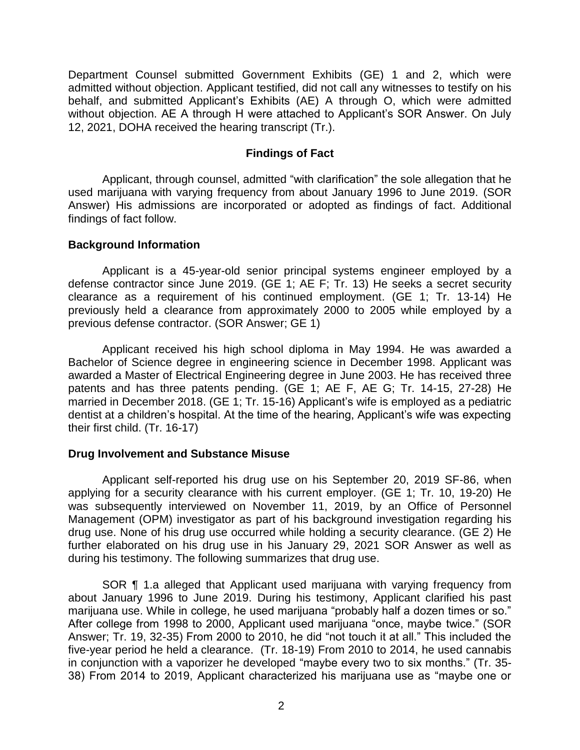Department Counsel submitted Government Exhibits (GE) 1 and 2, which were admitted without objection. Applicant testified, did not call any witnesses to testify on his behalf, and submitted Applicant's Exhibits (AE) A through O, which were admitted without objection. AE A through H were attached to Applicant's SOR Answer. On July 12, 2021, DOHA received the hearing transcript (Tr.).

## Findings of Fact

Applicant, through counsel, admitted "with clarification" the sole allegation that he used marijuana with varying frequency from about January 1996 to June 2019. (SOR Answer) His admissions are incorporated or adopted as findings of fact. Additional findings of fact follow.

### Background Information

Applicant is a 45-year-old senior principal systems engineer employed by a defense contractor since June 2019. (GE 1; AE F; Tr. 13) He seeks a secret security clearance as a requirement of his continued employment. (GE 1; Tr. 13-14) He previously held a clearance from approximately 2000 to 2005 while employed by a previous defense contractor. (SOR Answer; GE 1)

Applicant received his high school diploma in May 1994. He was awarded a Bachelor of Science degree in engineering science in December 1998. Applicant was awarded a Master of Electrical Engineering degree in June 2003. He has received three patents and has three patents pending. (GE 1; AE F, AE G; Tr. 14-15, 27-28) He married in December 2018. (GE 1; Tr. 15-16) Applicant's wife is employed as a pediatric dentist at a children's hospital. At the time of the hearing, Applicant's wife was expecting their first child. (Tr. 16-17)

### Drug Involvement and Substance Misuse

Applicant self-reported his drug use on his September 20, 2019 SF-86, when applying for a security clearance with his current employer. (GE 1; Tr. 10, 19-20) He was subsequently interviewed on November 11, 2019, by an Office of Personnel Management (OPM) investigator as part of his background investigation regarding his drug use. None of his drug use occurred while holding a security clearance. (GE 2) He further elaborated on his drug use in his January 29, 2021 SOR Answer as well as during his testimony. The following summarizes that drug use.

SOR ¶ 1.a alleged that Applicant used marijuana with varying frequency from about January 1996 to June 2019. During his testimony, Applicant clarified his past marijuana use. While in college, he used marijuana "probably half a dozen times or so." After college from 1998 to 2000, Applicant used marijuana "once, maybe twice." (SOR Answer; Tr. 19, 32-35) From 2000 to 2010, he did "not touch it at all." This included the five-year period he held a clearance. (Tr. 18-19) From 2010 to 2014, he used cannabis in conjunction with a vaporizer he developed "maybe every two to six months." (Tr. 35-38) From 2014 to 2019, Applicant characterized his marijuana use as "maybe one or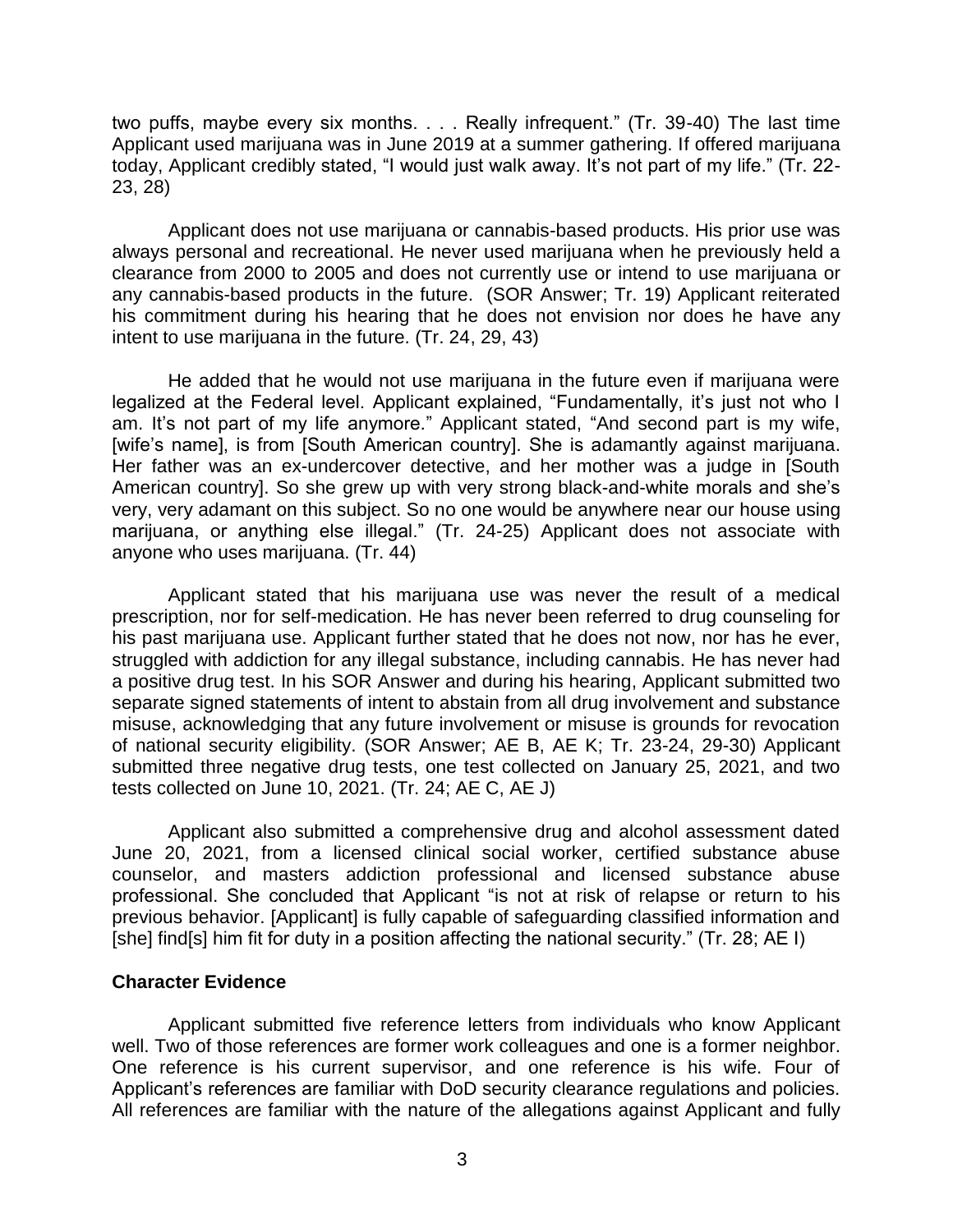two puffs, maybe every six months. . . . Really infrequent." (Tr. 39-40) The last time Applicant used marijuana was in June 2019 at a summer gathering. If offered marijuana today, Applicant credibly stated, "I would just walk away. It's not part of my life." (Tr. 22-23, 28)

Applicant does not use marijuana or cannabis-based products. His prior use was always personal and recreational. He never used marijuana when he previously held a clearance from 2000 to 2005 and does not currently use or intend to use marijuana or any cannabis-based products in the future. (SOR Answer; Tr. 19) Applicant reiterated his commitment during his hearing that he does not envision nor does he have any intent to use marijuana in the future. (Tr. 24, 29, 43)

He added that he would not use marijuana in the future even if marijuana were legalized at the Federal level. Applicant explained, "Fundamentally, it's just not who I am. It's not part of my life anymore." Applicant stated, "And second part is my wife, [wife's name], is from [South American country]. She is adamantly against marijuana. Her father was an ex-undercover detective, and her mother was a judge in [South American country]. So she grew up with very strong black-and-white morals and she's very, very adamant on this subject. So no one would be anywhere near our house using marijuana, or anything else illegal." (Tr. 24-25) Applicant does not associate with anyone who uses marijuana. (Tr. 44)

Applicant stated that his marijuana use was never the result of a medical prescription, nor for self-medication. He has never been referred to drug counseling for his past marijuana use. Applicant further stated that he does not now, nor has he ever, struggled with addiction for any illegal substance, including cannabis. He has never had a positive drug test. In his SOR Answer and during his hearing, Applicant submitted two separate signed statements of intent to abstain from all drug involvement and substance misuse, acknowledging that any future involvement or misuse is grounds for revocation of national security eligibility. (SOR Answer; AE B, AE K; Tr. 23-24, 29-30) Applicant submitted three negative drug tests, one test collected on January 25, 2021, and two tests collected on June 10, 2021. (Tr. 24; AE C, AE J)

Applicant also submitted a comprehensive drug and alcohol assessment dated June 20, 2021, from a licensed clinical social worker, certified substance abuse counselor, and masters addiction professional and licensed substance abuse professional. She concluded that Applicant "is not at risk of relapse or return to his previous behavior. [Applicant] is fully capable of safeguarding classified information and [she] find[s] him fit for duty in a position affecting the national security." (Tr. 28; AE I)

### Character Evidence

Applicant submitted five reference letters from individuals who know Applicant well. Two of those references are former work colleagues and one is a former neighbor. One reference is his current supervisor, and one reference is his wife. Four of Applicant's references are familiar with DoD security clearance regulations and policies. All references are familiar with the nature of the allegations against Applicant and fully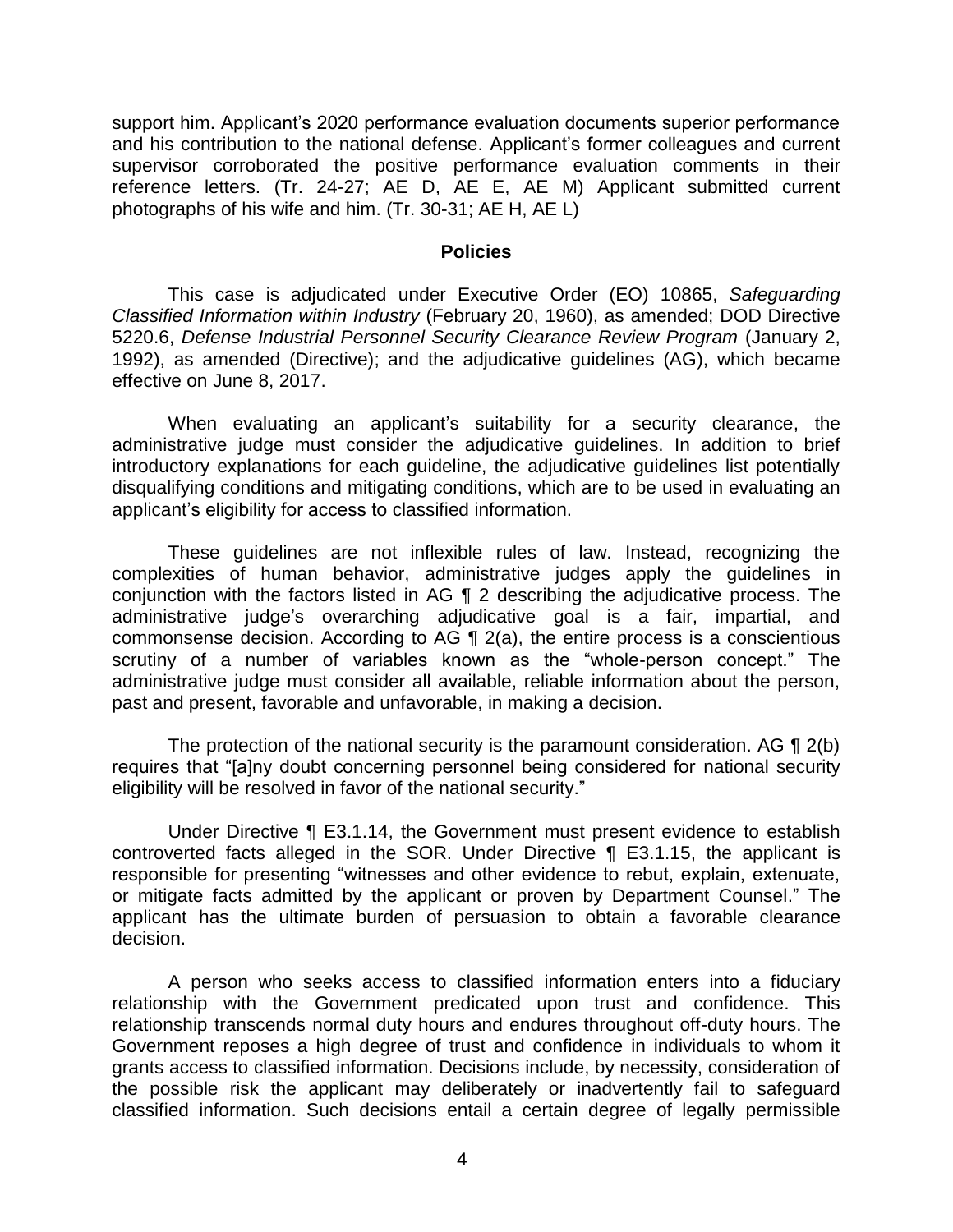support him. Applicant's 2020 performance evaluation documents superior performance and his contribution to the national defense. Applicant's former colleagues and current supervisor corroborated the positive performance evaluation comments in their reference letters. (Tr. 24-27; AE D, AE E, AE M) Applicant submitted current photographs of his wife and him. (Tr. 30-31; AE H, AE L)

## Policies

This case is adjudicated under Executive Order (EO) 10865, *Safeguarding Classified Information within Industry* (February 20, 1960), as amended; DOD Directive 5220.6, *Defense Industrial Personnel Security Clearance Review Program* (January 2, 1992), as amended (Directive); and the adjudicative guidelines (AG), which became effective on June 8, 2017.

When evaluating an applicant's suitability for a security clearance, the administrative judge must consider the adjudicative guidelines. In addition to brief introductory explanations for each guideline, the adjudicative guidelines list potentially disqualifying conditions and mitigating conditions, which are to be used in evaluating an applicant's eligibility for access to classified information.

These guidelines are not inflexible rules of law. Instead, recognizing the complexities of human behavior, administrative judges apply the guidelines in conjunction with the factors listed in AG ¶ 2 describing the adjudicative process. The administrative judge's overarching adjudicative goal is a fair, impartial, and commonsense decision. According to AG ¶ 2(a), the entire process is a conscientious scrutiny of a number of variables known as the "whole-person concept." The administrative judge must consider all available, reliable information about the person, past and present, favorable and unfavorable, in making a decision.

The protection of the national security is the paramount consideration. AG ¶ 2(b) requires that "[a]ny doubt concerning personnel being considered for national security eligibility will be resolved in favor of the national security."

Under Directive ¶ E3.1.14, the Government must present evidence to establish controverted facts alleged in the SOR. Under Directive ¶ E3.1.15, the applicant is responsible for presenting "witnesses and other evidence to rebut, explain, extenuate, or mitigate facts admitted by the applicant or proven by Department Counsel." The applicant has the ultimate burden of persuasion to obtain a favorable clearance decision.

A person who seeks access to classified information enters into a fiduciary relationship with the Government predicated upon trust and confidence. This relationship transcends normal duty hours and endures throughout off-duty hours. The Government reposes a high degree of trust and confidence in individuals to whom it grants access to classified information. Decisions include, by necessity, consideration of the possible risk the applicant may deliberately or inadvertently fail to safeguard classified information. Such decisions entail a certain degree of legally permissible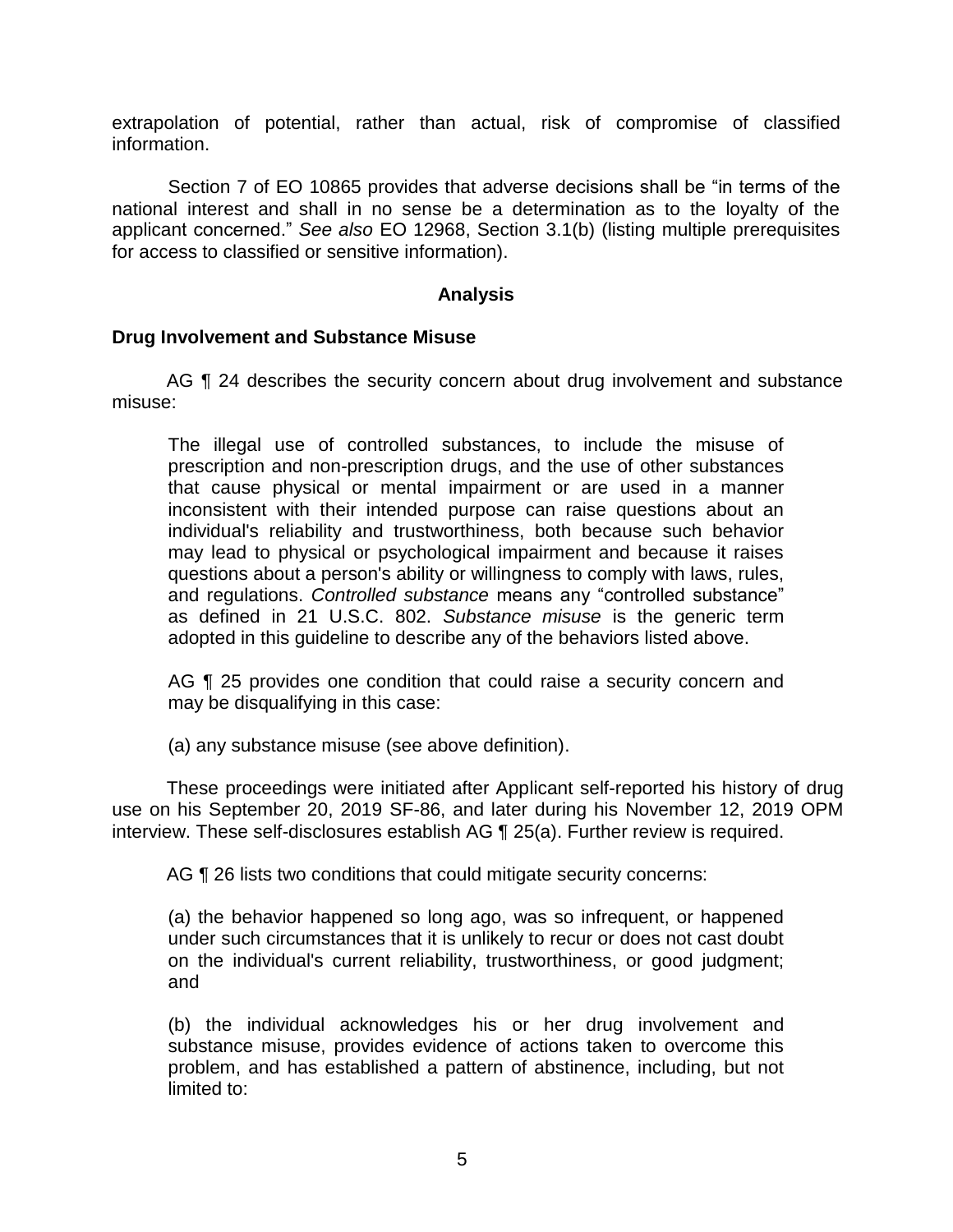extrapolation of potential, rather than actual, risk of compromise of classified information.

Section 7 of EO 10865 provides that adverse decisions shall be "in terms of the national interest and shall in no sense be a determination as to the loyalty of the applicant concerned." *See also* EO 12968, Section 3.1(b) (listing multiple prerequisites for access to classified or sensitive information).

## Analysis

### Drug Involvement and Substance Misuse

AG ¶ 24 describes the security concern about drug involvement and substance misuse:

> The illegal use of controlled substances, to include the misuse of prescription and non-prescription drugs, and the use of other substances that cause physical or mental impairment or are used in a manner inconsistent with their intended purpose can raise questions about an individual's reliability and trustworthiness, both because such behavior may lead to physical or psychological impairment and because it raises questions about a person's ability or willingness to comply with laws, rules, and regulations. *Controlled substance* means any "controlled substance" as defined in 21 U.S.C. 802. *Substance misuse* is the generic term adopted in this guideline to describe any of the behaviors listed above.
>
> AG ¶ 25 provides one condition that could raise a security concern and may be disqualifying in this case:
>
> (a) any substance misuse (see above definition).

These proceedings were initiated after Applicant self-reported his history of drug use on his September 20, 2019 SF-86, and later during his November 12, 2019 OPM interview. These self-disclosures establish AG ¶ 25(a). Further review is required.

AG ¶ 26 lists two conditions that could mitigate security concerns:

> (a) the behavior happened so long ago, was so infrequent, or happened under such circumstances that it is unlikely to recur or does not cast doubt on the individual's current reliability, trustworthiness, or good judgment; and
>
> (b) the individual acknowledges his or her drug involvement and substance misuse, provides evidence of actions taken to overcome this problem, and has established a pattern of abstinence, including, but not limited to: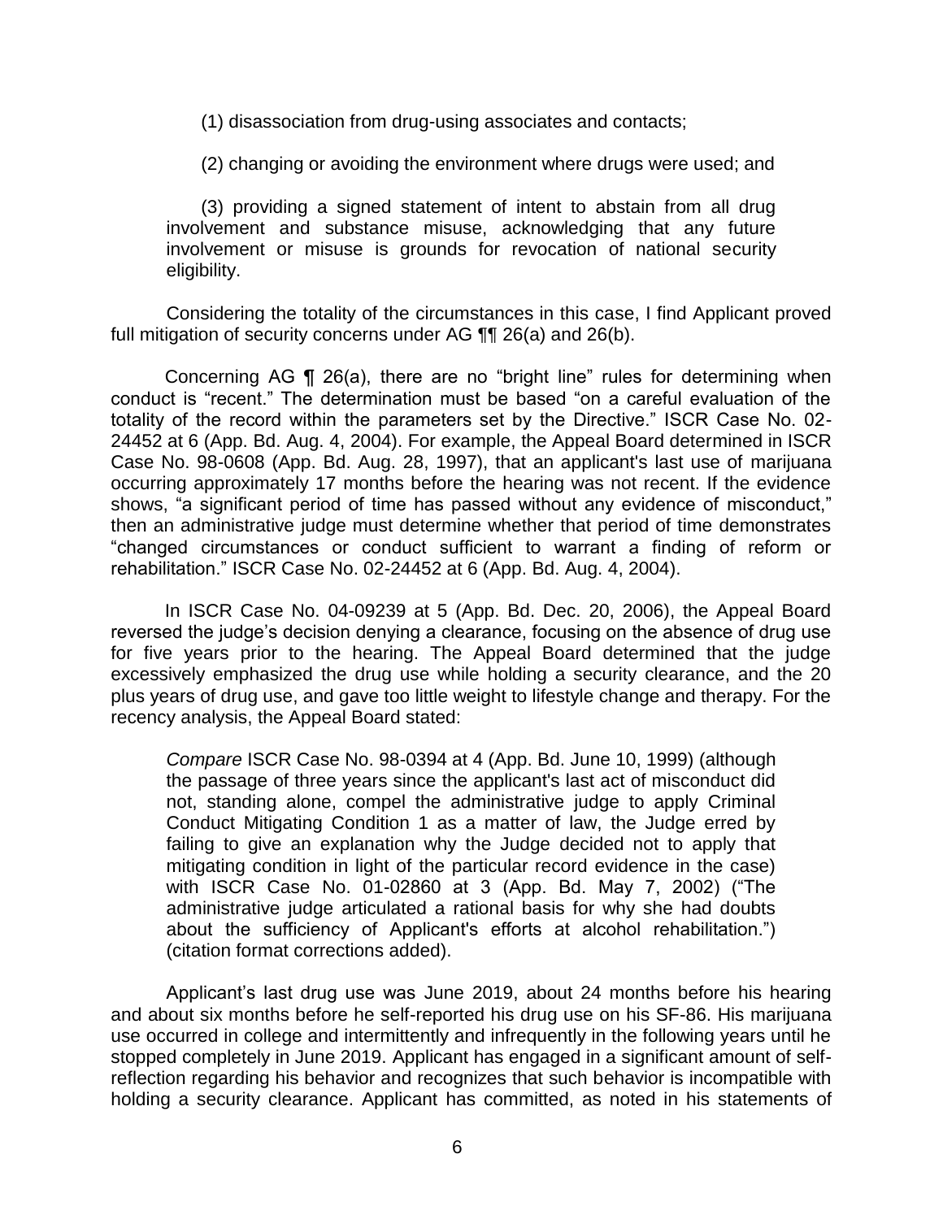(1) disassociation from drug-using associates and contacts;

(2) changing or avoiding the environment where drugs were used; and

(3) providing a signed statement of intent to abstain from all drug involvement and substance misuse, acknowledging that any future involvement or misuse is grounds for revocation of national security eligibility.

Considering the totality of the circumstances in this case, I find Applicant proved full mitigation of security concerns under AG ¶¶ 26(a) and 26(b).

Concerning AG ¶ 26(a), there are no "bright line" rules for determining when conduct is "recent." The determination must be based "on a careful evaluation of the totality of the record within the parameters set by the Directive." ISCR Case No. 02-24452 at 6 (App. Bd. Aug. 4, 2004). For example, the Appeal Board determined in ISCR Case No. 98-0608 (App. Bd. Aug. 28, 1997), that an applicant's last use of marijuana occurring approximately 17 months before the hearing was not recent. If the evidence shows, "a significant period of time has passed without any evidence of misconduct," then an administrative judge must determine whether that period of time demonstrates "changed circumstances or conduct sufficient to warrant a finding of reform or rehabilitation." ISCR Case No. 02-24452 at 6 (App. Bd. Aug. 4, 2004).

In ISCR Case No. 04-09239 at 5 (App. Bd. Dec. 20, 2006), the Appeal Board reversed the judge's decision denying a clearance, focusing on the absence of drug use for five years prior to the hearing. The Appeal Board determined that the judge excessively emphasized the drug use while holding a security clearance, and the 20 plus years of drug use, and gave too little weight to lifestyle change and therapy. For the recency analysis, the Appeal Board stated:

> *Compare* ISCR Case No. 98-0394 at 4 (App. Bd. June 10, 1999) (although the passage of three years since the applicant's last act of misconduct did not, standing alone, compel the administrative judge to apply Criminal Conduct Mitigating Condition 1 as a matter of law, the Judge erred by failing to give an explanation why the Judge decided not to apply that mitigating condition in light of the particular record evidence in the case) with ISCR Case No. 01-02860 at 3 (App. Bd. May 7, 2002) ("The administrative judge articulated a rational basis for why she had doubts about the sufficiency of Applicant's efforts at alcohol rehabilitation.") (citation format corrections added).

Applicant's last drug use was June 2019, about 24 months before his hearing and about six months before he self-reported his drug use on his SF-86. His marijuana use occurred in college and intermittently and infrequently in the following years until he stopped completely in June 2019. Applicant has engaged in a significant amount of self-reflection regarding his behavior and recognizes that such behavior is incompatible with holding a security clearance. Applicant has committed, as noted in his statements of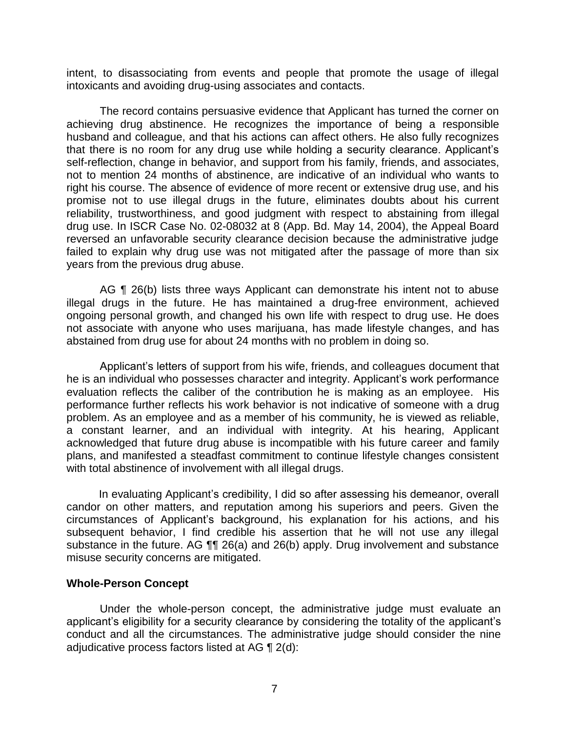intent, to disassociating from events and people that promote the usage of illegal intoxicants and avoiding drug-using associates and contacts.

The record contains persuasive evidence that Applicant has turned the corner on achieving drug abstinence. He recognizes the importance of being a responsible husband and colleague, and that his actions can affect others. He also fully recognizes that there is no room for any drug use while holding a security clearance. Applicant's self-reflection, change in behavior, and support from his family, friends, and associates, not to mention 24 months of abstinence, are indicative of an individual who wants to right his course. The absence of evidence of more recent or extensive drug use, and his promise not to use illegal drugs in the future, eliminates doubts about his current reliability, trustworthiness, and good judgment with respect to abstaining from illegal drug use. In ISCR Case No. 02-08032 at 8 (App. Bd. May 14, 2004), the Appeal Board reversed an unfavorable security clearance decision because the administrative judge failed to explain why drug use was not mitigated after the passage of more than six years from the previous drug abuse.

AG ¶ 26(b) lists three ways Applicant can demonstrate his intent not to abuse illegal drugs in the future. He has maintained a drug-free environment, achieved ongoing personal growth, and changed his own life with respect to drug use. He does not associate with anyone who uses marijuana, has made lifestyle changes, and has abstained from drug use for about 24 months with no problem in doing so.

Applicant's letters of support from his wife, friends, and colleagues document that he is an individual who possesses character and integrity. Applicant's work performance evaluation reflects the caliber of the contribution he is making as an employee. His performance further reflects his work behavior is not indicative of someone with a drug problem. As an employee and as a member of his community, he is viewed as reliable, a constant learner, and an individual with integrity. At his hearing, Applicant acknowledged that future drug abuse is incompatible with his future career and family plans, and manifested a steadfast commitment to continue lifestyle changes consistent with total abstinence of involvement with all illegal drugs.

In evaluating Applicant's credibility, I did so after assessing his demeanor, overall candor on other matters, and reputation among his superiors and peers. Given the circumstances of Applicant's background, his explanation for his actions, and his subsequent behavior, I find credible his assertion that he will not use any illegal substance in the future. AG ¶¶ 26(a) and 26(b) apply. Drug involvement and substance misuse security concerns are mitigated.

### Whole-Person Concept

Under the whole-person concept, the administrative judge must evaluate an applicant's eligibility for a security clearance by considering the totality of the applicant's conduct and all the circumstances. The administrative judge should consider the nine adjudicative process factors listed at AG ¶ 2(d):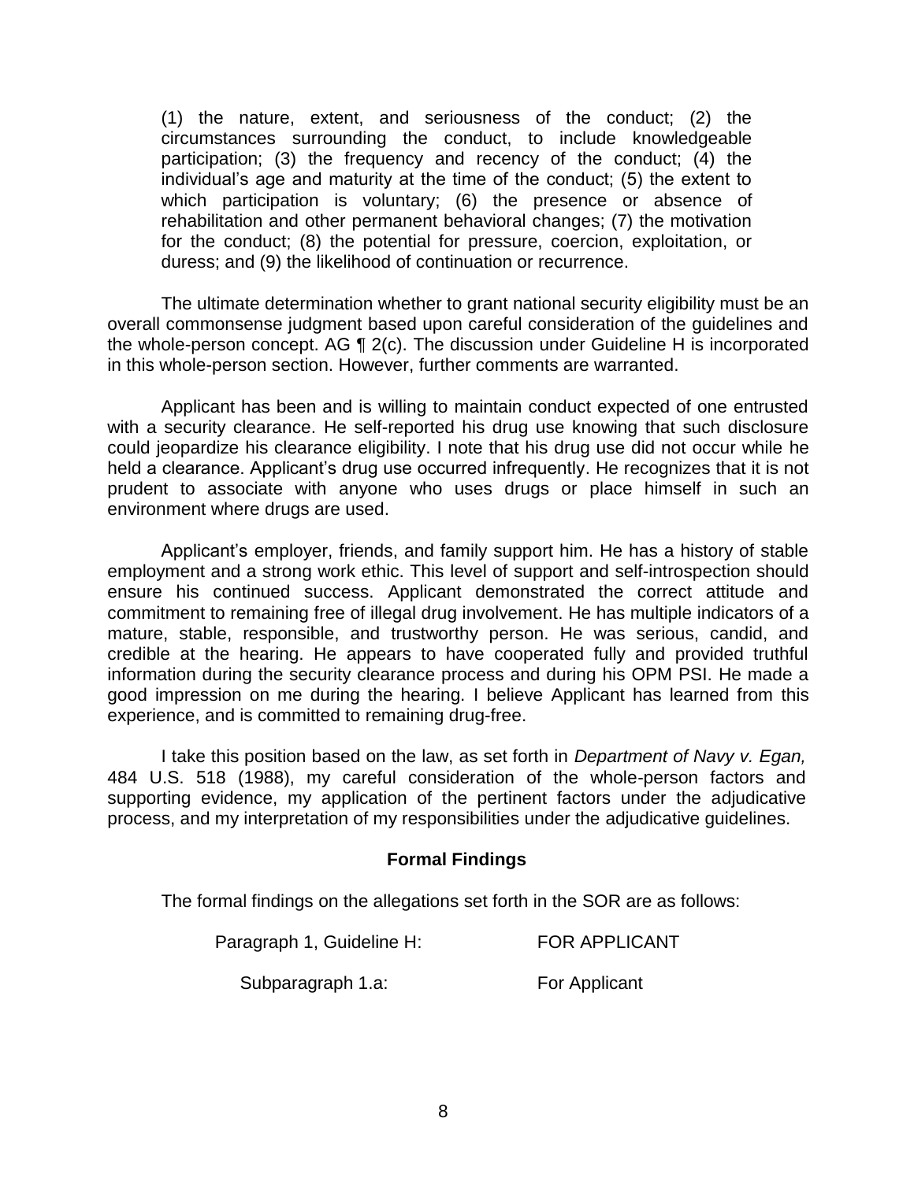> (1) the nature, extent, and seriousness of the conduct; (2) the circumstances surrounding the conduct, to include knowledgeable participation; (3) the frequency and recency of the conduct; (4) the individual's age and maturity at the time of the conduct; (5) the extent to which participation is voluntary; (6) the presence or absence of rehabilitation and other permanent behavioral changes; (7) the motivation for the conduct; (8) the potential for pressure, coercion, exploitation, or duress; and (9) the likelihood of continuation or recurrence.

The ultimate determination whether to grant national security eligibility must be an overall commonsense judgment based upon careful consideration of the guidelines and the whole-person concept. AG ¶ 2(c). The discussion under Guideline H is incorporated in this whole-person section. However, further comments are warranted.

Applicant has been and is willing to maintain conduct expected of one entrusted with a security clearance. He self-reported his drug use knowing that such disclosure could jeopardize his clearance eligibility. I note that his drug use did not occur while he held a clearance. Applicant's drug use occurred infrequently. He recognizes that it is not prudent to associate with anyone who uses drugs or place himself in such an environment where drugs are used.

Applicant's employer, friends, and family support him. He has a history of stable employment and a strong work ethic. This level of support and self-introspection should ensure his continued success. Applicant demonstrated the correct attitude and commitment to remaining free of illegal drug involvement. He has multiple indicators of a mature, stable, responsible, and trustworthy person. He was serious, candid, and credible at the hearing. He appears to have cooperated fully and provided truthful information during the security clearance process and during his OPM PSI. He made a good impression on me during the hearing. I believe Applicant has learned from this experience, and is committed to remaining drug-free.

I take this position based on the law, as set forth in *Department of Navy v. Egan,* 484 U.S. 518 (1988), my careful consideration of the whole-person factors and supporting evidence, my application of the pertinent factors under the adjudicative process, and my interpretation of my responsibilities under the adjudicative guidelines.

## Formal Findings

The formal findings on the allegations set forth in the SOR are as follows:

| | |
|---|---|
| Paragraph 1, Guideline H: | FOR APPLICANT |
| Subparagraph 1.a: | For Applicant |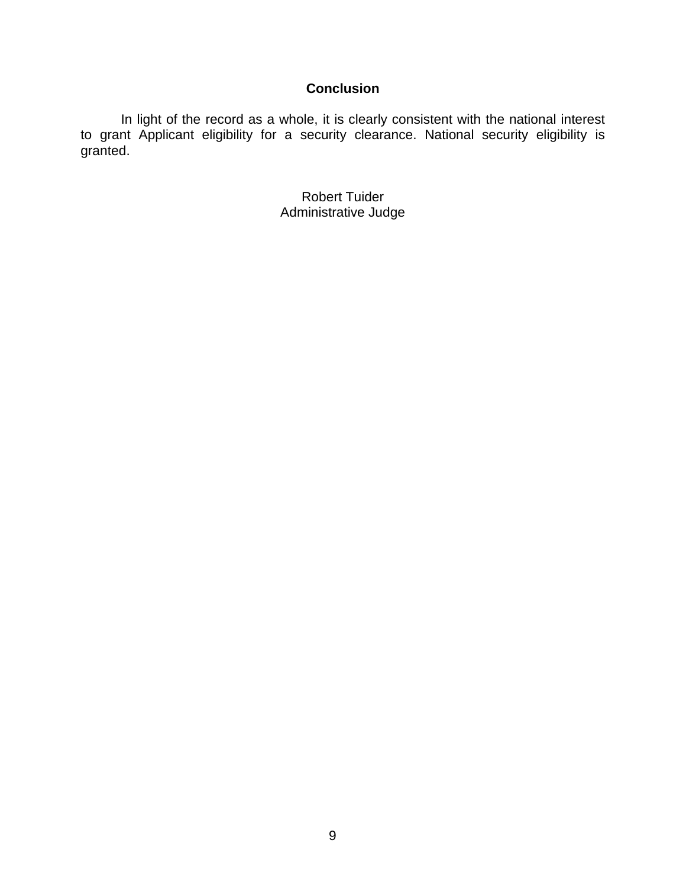## Conclusion

In light of the record as a whole, it is clearly consistent with the national interest to grant Applicant eligibility for a security clearance. National security eligibility is granted.

Robert Tuider
Administrative Judge